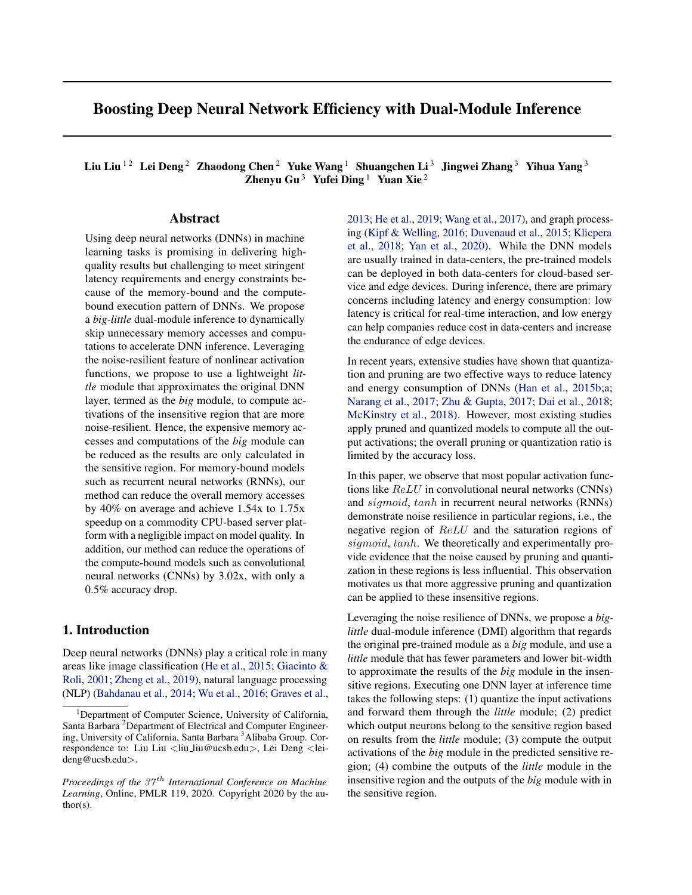# Boosting Deep Neural Network Efficiency with Dual-Module Inference

**Liu Liu** [1 2] **Lei Deng** [2] **Zhaodong Chen** [2] **Yuke Wang** [1] **Shuangchen Li** [3] **Jingwei Zhang** [3] **Yihua Yang** [3] **Zhenyu Gu** [3] **Yufei Ding** [1] **Yuan Xie** [2]

## Abstract

Using deep neural networks (DNNs) in machine learning tasks is promising in delivering high-quality results but challenging to meet stringent latency requirements and energy constraints because of the memory-bound and the compute-bound execution pattern of DNNs. We propose a *big-little* dual-module inference to dynamically skip unnecessary memory accesses and computations to accelerate DNN inference. Leveraging the noise-resilient feature of nonlinear activation functions, we propose to use a lightweight *little* module that approximates the original DNN layer, termed as the *big* module, to compute activations of the insensitive region that are more noise-resilient. Hence, the expensive memory accesses and computations of the *big* module can be reduced as the results are only calculated in the sensitive region. For memory-bound models such as recurrent neural networks (RNNs), our method can reduce the overall memory accesses by 40% on average and achieve 1.54x to 1.75x speedup on a commodity CPU-based server platform with a negligible impact on model quality. In addition, our method can reduce the operations of the compute-bound models such as convolutional neural networks (CNNs) by 3.02x, with only a 0.5% accuracy drop.

## 1. Introduction

Deep neural networks (DNNs) play a critical role in many areas like image classification (He et al., 2015; Giacinto & Roli, 2001; Zheng et al., 2019), natural language processing (NLP) (Bahdanau et al., 2014; Wu et al., 2016; Graves et al., 2013; He et al., 2019; Wang et al., 2017), and graph processing (Kipf & Welling, 2016; Duvenaud et al., 2015; Klicpera et al., 2018; Yan et al., 2020). While the DNN models are usually trained in data-centers, the pre-trained models can be deployed in both data-centers for cloud-based service and edge devices. During inference, there are primary concerns including latency and energy consumption: low latency is critical for real-time interaction, and low energy can help companies reduce cost in data-centers and increase the endurance of edge devices.

In recent years, extensive studies have shown that quantization and pruning are two effective ways to reduce latency and energy consumption of DNNs (Han et al., 2015b;a; Narang et al., 2017; Zhu & Gupta, 2017; Dai et al., 2018; McKinstry et al., 2018). However, most existing studies apply pruned and quantized models to compute all the output activations; the overall pruning or quantization ratio is limited by the accuracy loss.

In this paper, we observe that most popular activation functions like $ReLU$ in convolutional neural networks (CNNs) and $sigmoid$, $tanh$ in recurrent neural networks (RNNs) demonstrate noise resilience in particular regions, i.e., the negative region of $ReLU$ and the saturation regions of $sigmoid$, $tanh$. We theoretically and experimentally provide evidence that the noise caused by pruning and quantization in these regions is less influential. This observation motivates us that more aggressive pruning and quantization can be applied to these insensitive regions.

Leveraging the noise resilience of DNNs, we propose a *big-little* dual-module inference (DMI) algorithm that regards the original pre-trained module as a *big* module, and use a *little* module that has fewer parameters and lower bit-width to approximate the results of the *big* module in the insensitive regions. Executing one DNN layer at inference time takes the following steps: (1) quantize the input activations and forward them through the *little* module; (2) predict which output neurons belong to the sensitive region based on results from the *little* module; (3) compute the output activations of the *big* module in the predicted sensitive region; (4) combine the outputs of the *little* module in the insensitive region and the outputs of the *big* module with in the sensitive region.

---

[1]Department of Computer Science, University of California, Santa Barbara [2]Department of Electrical and Computer Engineering, University of California, Santa Barbara [3]Alibaba Group. Correspondence to: Liu Liu <liu_liu@ucsb.edu>, Lei Deng <leideng@ucsb.edu>.

*Proceedings of the 37th International Conference on Machine Learning*, Online, PMLR 119, 2020. Copyright 2020 by the author(s).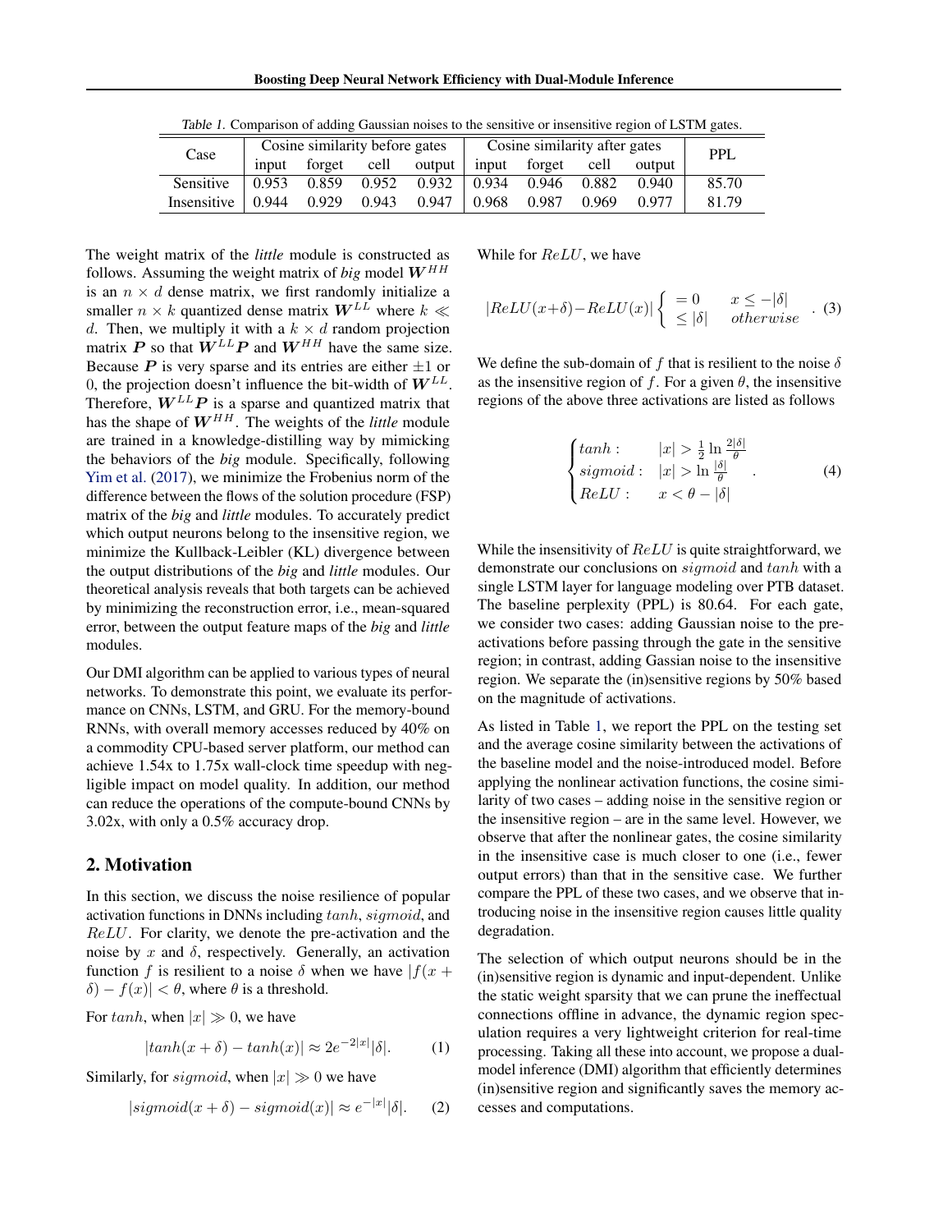Table 1. Comparison of adding Gaussian noises to the sensitive or insensitive region of LSTM gates.

| Case | Cosine similarity before gates | | | | Cosine similarity after gates | | | | PPL |
|---|---|---|---|---|---|---|---|---|---|
| | input | forget | cell | output | input | forget | cell | output | |
| Sensitive | 0.953 | 0.859 | 0.952 | 0.932 | 0.934 | 0.946 | 0.882 | 0.940 | 85.70 |
| Insensitive | 0.944 | 0.929 | 0.943 | 0.947 | 0.968 | 0.987 | 0.969 | 0.977 | 81.79 |

The weight matrix of the *little* module is constructed as follows. Assuming the weight matrix of *big* model $\boldsymbol{W}^{HH}$ is an $n \times d$ dense matrix, we first randomly initialize a smaller $n \times k$ quantized dense matrix $\boldsymbol{W}^{LL}$ where $k \ll d$. Then, we multiply it with a $k \times d$ random projection matrix $\boldsymbol{P}$ so that $\boldsymbol{W}^{LL}\boldsymbol{P}$ and $\boldsymbol{W}^{HH}$ have the same size. Because $\boldsymbol{P}$ is very sparse and its entries are either $\pm 1$ or 0, the projection doesn't influence the bit-width of $\boldsymbol{W}^{LL}$. Therefore, $\boldsymbol{W}^{LL}\boldsymbol{P}$ is a sparse and quantized matrix that has the shape of $\boldsymbol{W}^{HH}$. The weights of the *little* module are trained in a knowledge-distilling way by mimicking the behaviors of the *big* module. Specifically, following Yim et al. (2017), we minimize the Frobenius norm of the difference between the flows of the solution procedure (FSP) matrix of the *big* and *little* modules. To accurately predict which output neurons belong to the insensitive region, we minimize the Kullback-Leibler (KL) divergence between the output distributions of the *big* and *little* modules. Our theoretical analysis reveals that both targets can be achieved by minimizing the reconstruction error, i.e., mean-squared error, between the output feature maps of the *big* and *little* modules.

Our DMI algorithm can be applied to various types of neural networks. To demonstrate this point, we evaluate its performance on CNNs, LSTM, and GRU. For the memory-bound RNNs, with overall memory accesses reduced by 40% on a commodity CPU-based server platform, our method can achieve 1.54x to 1.75x wall-clock time speedup with negligible impact on model quality. In addition, our method can reduce the operations of the compute-bound CNNs by 3.02x, with only a 0.5% accuracy drop.

## 2. Motivation

In this section, we discuss the noise resilience of popular activation functions in DNNs including $tanh$, $sigmoid$, and $ReLU$. For clarity, we denote the pre-activation and the noise by $x$ and $\delta$, respectively. Generally, an activation function $f$ is resilient to a noise $\delta$ when we have $|f(x+\delta) - f(x)| < \theta$, where $\theta$ is a threshold.

For $tanh$, when $|x| \gg 0$, we have

$$|tanh(x+\delta) - tanh(x)| \approx 2e^{-2|x|}|\delta|. \tag{1}$$

Similarly, for $sigmoid$, when $|x| \gg 0$ we have

$$|sigmoid(x+\delta) - sigmoid(x)| \approx e^{-|x|}|\delta|. \tag{2}$$

While for $ReLU$, we have

$$|ReLU(x+\delta) - ReLU(x)| \begin{cases} = 0 & x \leq -|\delta| \\ \leq |\delta| & otherwise \end{cases}. \tag{3}$$

We define the sub-domain of $f$ that is resilient to the noise $\delta$ as the insensitive region of $f$. For a given $\theta$, the insensitive regions of the above three activations are listed as follows

$$\begin{cases} tanh: & |x| > \frac{1}{2}\ln\frac{2|\delta|}{\theta} \\ sigmoid: & |x| > \ln\frac{|\delta|}{\theta} \\ ReLU: & x < \theta - |\delta| \end{cases}. \tag{4}$$

While the insensitivity of $ReLU$ is quite straightforward, we demonstrate our conclusions on $sigmoid$ and $tanh$ with a single LSTM layer for language modeling over PTB dataset. The baseline perplexity (PPL) is 80.64. For each gate, we consider two cases: adding Gaussian noise to the pre-activations before passing through the gate in the sensitive region; in contrast, adding Gassian noise to the insensitive region. We separate the (in)sensitive regions by 50% based on the magnitude of activations.

As listed in Table 1, we report the PPL on the testing set and the average cosine similarity between the activations of the baseline model and the noise-introduced model. Before applying the nonlinear activation functions, the cosine similarity of two cases – adding noise in the sensitive region or the insensitive region – are in the same level. However, we observe that after the nonlinear gates, the cosine similarity in the insensitive case is much closer to one (i.e., fewer output errors) than that in the sensitive case. We further compare the PPL of these two cases, and we observe that introducing noise in the insensitive region causes little quality degradation.

The selection of which output neurons should be in the (in)sensitive region is dynamic and input-dependent. Unlike the static weight sparsity that we can prune the ineffectual connections offline in advance, the dynamic region speculation requires a very lightweight criterion for real-time processing. Taking all these into account, we propose a dual-model inference (DMI) algorithm that efficiently determines (in)sensitive region and significantly saves the memory accesses and computations.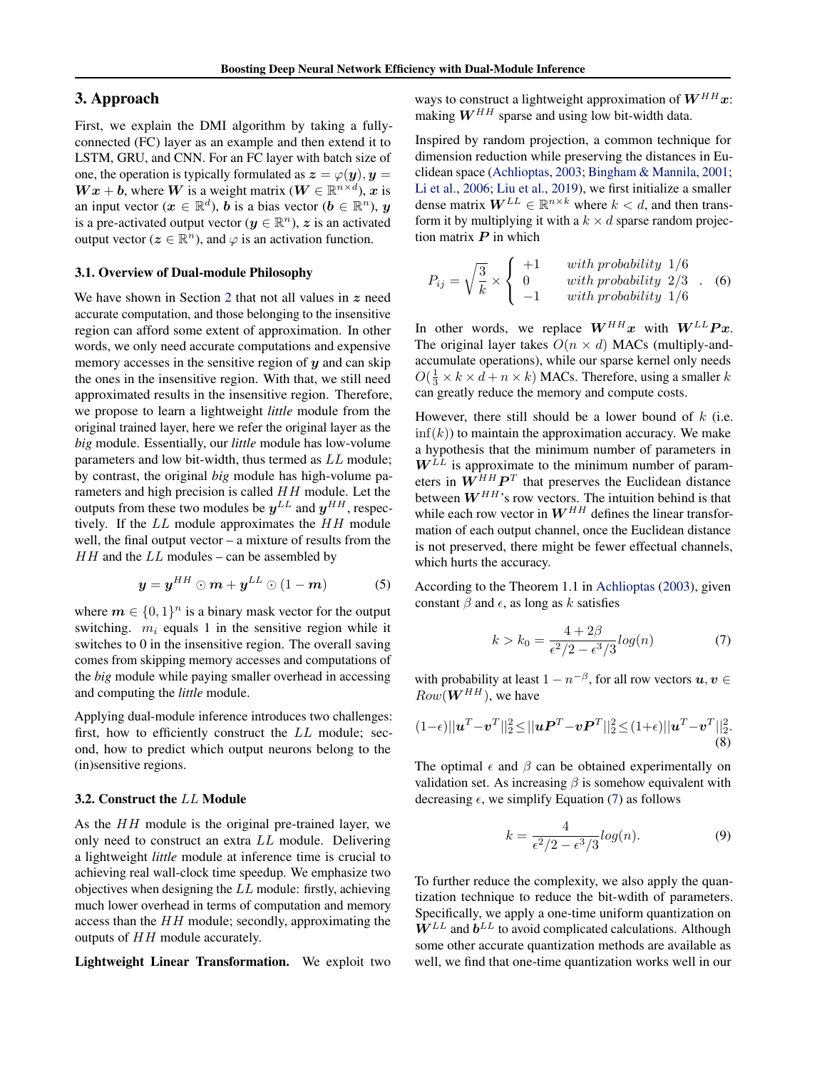## 3. Approach

First, we explain the DMI algorithm by taking a fully-connected (FC) layer as an example and then extend it to LSTM, GRU, and CNN. For an FC layer with batch size of one, the operation is typically formulated as $\boldsymbol{z} = \varphi(\boldsymbol{y})$, $\boldsymbol{y} = \boldsymbol{W}\boldsymbol{x} + \boldsymbol{b}$, where $\boldsymbol{W}$ is a weight matrix ($\boldsymbol{W} \in \mathbb{R}^{n \times d}$), $\boldsymbol{x}$ is an input vector ($\boldsymbol{x} \in \mathbb{R}^{d}$), $\boldsymbol{b}$ is a bias vector ($\boldsymbol{b} \in \mathbb{R}^{n}$), $\boldsymbol{y}$ is a pre-activated output vector ($\boldsymbol{y} \in \mathbb{R}^{n}$), $\boldsymbol{z}$ is an activated output vector ($\boldsymbol{z} \in \mathbb{R}^{n}$), and $\varphi$ is an activation function.

### 3.1. Overview of Dual-module Philosophy

We have shown in Section 2 that not all values in $\boldsymbol{z}$ need accurate computation, and those belonging to the insensitive region can afford some extent of approximation. In other words, we only need accurate computations and expensive memory accesses in the sensitive region of $\boldsymbol{y}$ and can skip the ones in the insensitive region. With that, we still need approximated results in the insensitive region. Therefore, we propose to learn a lightweight *little* module from the original trained layer, here we refer the original layer as the *big* module. Essentially, our *little* module has low-volume parameters and low bit-width, thus termed as $LL$ module; by contrast, the original *big* module has high-volume parameters and high precision is called $HH$ module. Let the outputs from these two modules be $\boldsymbol{y}^{LL}$ and $\boldsymbol{y}^{HH}$, respectively. If the $LL$ module approximates the $HH$ module well, the final output vector – a mixture of results from the $HH$ and the $LL$ modules – can be assembled by

$$\boldsymbol{y} = \boldsymbol{y}^{HH} \odot \boldsymbol{m} + \boldsymbol{y}^{LL} \odot (1 - \boldsymbol{m}) \tag{5}$$

where $\boldsymbol{m} \in \{0, 1\}^n$ is a binary mask vector for the output switching. $m_i$ equals 1 in the sensitive region while it switches to 0 in the insensitive region. The overall saving comes from skipping memory accesses and computations of the *big* module while paying smaller overhead in accessing and computing the *little* module.

Applying dual-module inference introduces two challenges: first, how to efficiently construct the $LL$ module; second, how to predict which output neurons belong to the (in)sensitive regions.

### 3.2. Construct the $LL$ Module

As the $HH$ module is the original pre-trained layer, we only need to construct an extra $LL$ module. Delivering a lightweight *little* module at inference time is crucial to achieving real wall-clock time speedup. We emphasize two objectives when designing the $LL$ module: firstly, achieving much lower overhead in terms of computation and memory access than the $HH$ module; secondly, approximating the outputs of $HH$ module accurately.

**Lightweight Linear Transformation.** We exploit two ways to construct a lightweight approximation of $\boldsymbol{W}^{HH}\boldsymbol{x}$: making $\boldsymbol{W}^{HH}$ sparse and using low bit-width data.

Inspired by random projection, a common technique for dimension reduction while preserving the distances in Euclidean space (Achlioptas, 2003; Bingham & Mannila, 2001; Li et al., 2006; Liu et al., 2019), we first initialize a smaller dense matrix $\boldsymbol{W}^{LL} \in \mathbb{R}^{n \times k}$ where $k < d$, and then transform it by multiplying it with a $k \times d$ sparse random projection matrix $\boldsymbol{P}$ in which

$$P_{ij} = \sqrt{\frac{3}{k}} \times \begin{cases} +1 & with\ probability\ \ 1/6 \\ 0 & with\ probability\ \ 2/3 \\ -1 & with\ probability\ \ 1/6 \end{cases}. \tag{6}$$

In other words, we replace $\boldsymbol{W}^{HH}\boldsymbol{x}$ with $\boldsymbol{W}^{LL}\boldsymbol{P}\boldsymbol{x}$. The original layer takes $O(n \times d)$ MACs (multiply-and-accumulate operations), while our sparse kernel only needs $O(\frac{1}{3} \times k \times d + n \times k)$ MACs. Therefore, using a smaller $k$ can greatly reduce the memory and compute costs.

However, there still should be a lower bound of $k$ (i.e. $\inf(k)$) to maintain the approximation accuracy. We make a hypothesis that the minimum number of parameters in $\boldsymbol{W}^{LL}$ is approximate to the minimum number of parameters in $\boldsymbol{W}^{HH}\boldsymbol{P}^T$ that preserves the Euclidean distance between $\boldsymbol{W}^{HH}$'s row vectors. The intuition behind is that while each row vector in $\boldsymbol{W}^{HH}$ defines the linear transformation of each output channel, once the Euclidean distance is not preserved, there might be fewer effectual channels, which hurts the accuracy.

According to the Theorem 1.1 in Achlioptas (2003), given constant $\beta$ and $\epsilon$, as long as $k$ satisfies

$$k > k_0 = \frac{4 + 2\beta}{\epsilon^2/2 - \epsilon^3/3} log(n) \tag{7}$$

with probability at least $1 - n^{-\beta}$, for all row vectors $\boldsymbol{u}, \boldsymbol{v} \in Row(\boldsymbol{W}^{HH})$, we have

$$(1-\epsilon)||\boldsymbol{u}^T - \boldsymbol{v}^T||_2^2 \leq ||\boldsymbol{u}\boldsymbol{P}^T - \boldsymbol{v}\boldsymbol{P}^T||_2^2 \leq (1+\epsilon)||\boldsymbol{u}^T - \boldsymbol{v}^T||_2^2. \tag{8}$$

The optimal $\epsilon$ and $\beta$ can be obtained experimentally on validation set. As increasing $\beta$ is somehow equivalent with decreasing $\epsilon$, we simplify Equation (7) as follows

$$k = \frac{4}{\epsilon^2/2 - \epsilon^3/3} log(n). \tag{9}$$

To further reduce the complexity, we also apply the quantization technique to reduce the bit-wdith of parameters. Specifically, we apply a one-time uniform quantization on $\boldsymbol{W}^{LL}$ and $\boldsymbol{b}^{LL}$ to avoid complicated calculations. Although some other accurate quantization methods are available as well, we find that one-time quantization works well in our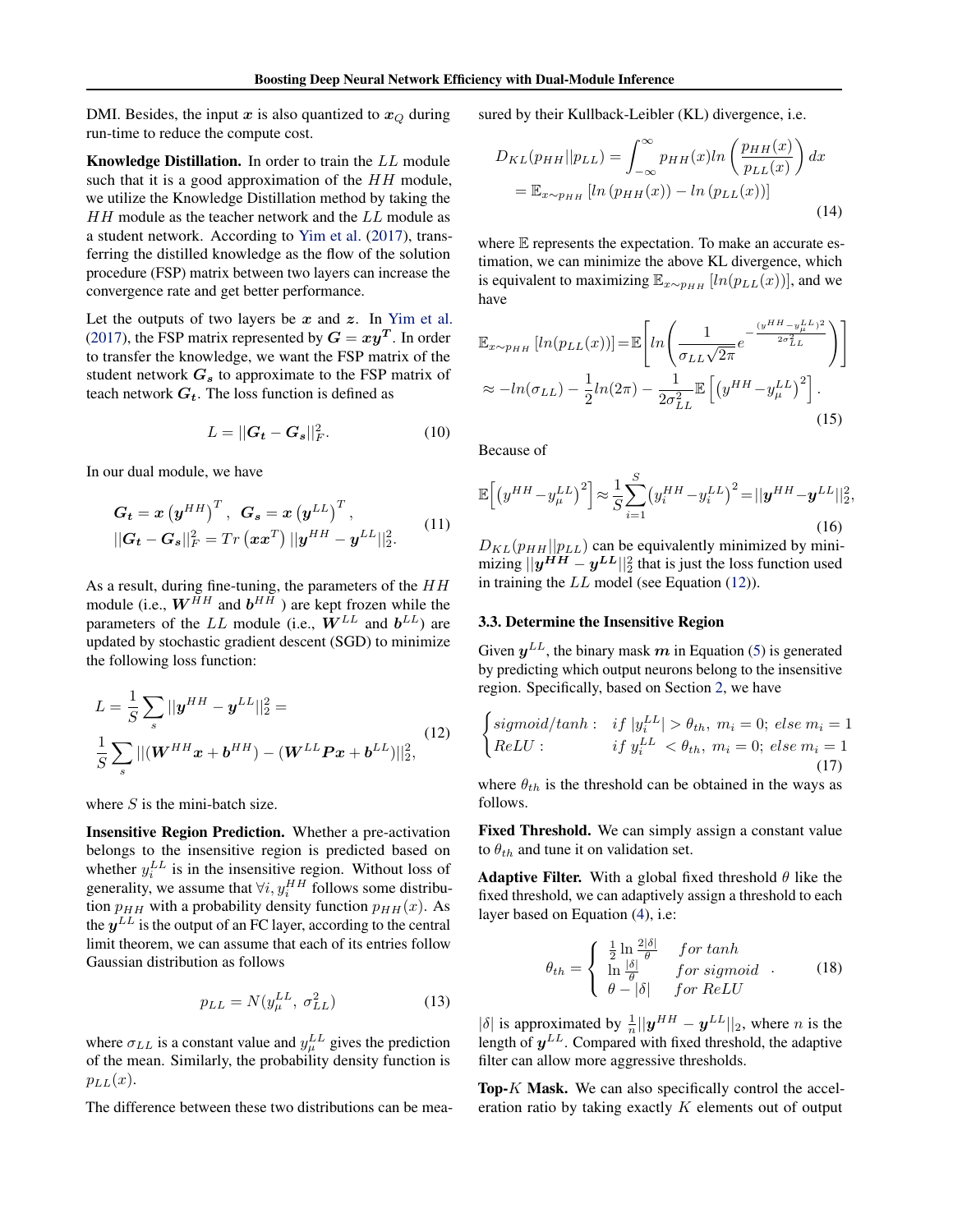DMI. Besides, the input $\boldsymbol{x}$ is also quantized to $\boldsymbol{x}_Q$ during run-time to reduce the compute cost.

**Knowledge Distillation.** In order to train the $LL$ module such that it is a good approximation of the $HH$ module, we utilize the Knowledge Distillation method by taking the $HH$ module as the teacher network and the $LL$ module as a student network. According to Yim et al. (2017), transferring the distilled knowledge as the flow of the solution procedure (FSP) matrix between two layers can increase the convergence rate and get better performance.

Let the outputs of two layers be $\boldsymbol{x}$ and $\boldsymbol{z}$. In Yim et al. (2017), the FSP matrix represented by $\boldsymbol{G} = \boldsymbol{x}\boldsymbol{y}^{\boldsymbol{T}}$. In order to transfer the knowledge, we want the FSP matrix of the student network $\boldsymbol{G_s}$ to approximate to the FSP matrix of teach network $\boldsymbol{G_t}$. The loss function is defined as

$$L = ||\boldsymbol{G_t} - \boldsymbol{G_s}||_F^2. \tag{10}$$

In our dual module, we have

$$\begin{aligned} &\boldsymbol{G_t} = \boldsymbol{x}\left(\boldsymbol{y}^{HH}\right)^T, \ \boldsymbol{G_s} = \boldsymbol{x}\left(\boldsymbol{y}^{LL}\right)^T, \\ &||\boldsymbol{G_t} - \boldsymbol{G_s}||_F^2 = Tr\left(\boldsymbol{x}\boldsymbol{x}^T\right)||\boldsymbol{y}^{HH} - \boldsymbol{y}^{LL}||_2^2. \end{aligned} \tag{11}$$

As a result, during fine-tuning, the parameters of the $HH$ module (i.e., $\boldsymbol{W}^{HH}$ and $\boldsymbol{b}^{HH}$ ) are kept frozen while the parameters of the $LL$ module (i.e., $\boldsymbol{W}^{LL}$ and $\boldsymbol{b}^{LL}$) are updated by stochastic gradient descent (SGD) to minimize the following loss function:

$$\begin{aligned} &L = \frac{1}{S}\sum_s ||\boldsymbol{y}^{HH} - \boldsymbol{y}^{LL}||_2^2 = \\ &\frac{1}{S}\sum_s ||(\boldsymbol{W}^{HH}\boldsymbol{x} + \boldsymbol{b}^{HH}) - (\boldsymbol{W}^{LL}\boldsymbol{P}\boldsymbol{x} + \boldsymbol{b}^{LL})||_2^2, \end{aligned} \tag{12}$$

where $S$ is the mini-batch size.

**Insensitive Region Prediction.** Whether a pre-activation belongs to the insensitive region is predicted based on whether $y_i^{LL}$ is in the insensitive region. Without loss of generality, we assume that $\forall i, y_i^{HH}$ follows some distribution $p_{HH}$ with a probability density function $p_{HH}(x)$. As the $\boldsymbol{y}^{LL}$ is the output of an FC layer, according to the central limit theorem, we can assume that each of its entries follow Gaussian distribution as follows

$$p_{LL} = N(y_\mu^{LL}, \ \sigma_{LL}^2) \tag{13}$$

where $\sigma_{LL}$ is a constant value and $y_\mu^{LL}$ gives the prediction of the mean. Similarly, the probability density function is $p_{LL}(x)$.

The difference between these two distributions can be measured by their Kullback-Leibler (KL) divergence, i.e.

$$\begin{aligned} D_{KL}(p_{HH}||p_{LL}) &= \int_{-\infty}^{\infty} p_{HH}(x) ln\left(\frac{p_{HH}(x)}{p_{LL}(x)}\right)dx \\ &= \mathbb{E}_{x\sim p_{HH}}\left[ln\left(p_{HH}(x)\right) - ln\left(p_{LL}(x)\right)\right] \end{aligned} \tag{14}$$

where $\mathbb{E}$ represents the expectation. To make an accurate estimation, we can minimize the above KL divergence, which is equivalent to maximizing $\mathbb{E}_{x\sim p_{HH}}\left[ln(p_{LL}(x))\right]$, and we have

$$\begin{aligned} \mathbb{E}_{x\sim p_{HH}}\left[ln(p_{LL}(x))\right] &= \mathbb{E}\left[ln\left(\frac{1}{\sigma_{LL}\sqrt{2\pi}}e^{-\frac{(y^{HH} - y_\mu^{LL})^2}{2\sigma_{LL}^2}}\right)\right] \\ &\approx -ln(\sigma_{LL}) - \frac{1}{2}ln(2\pi) - \frac{1}{2\sigma_{LL}^2}\mathbb{E}\left[\left(y^{HH} - y_\mu^{LL}\right)^2\right]. \end{aligned} \tag{15}$$

Because of

$$\mathbb{E}\left[\left(y^{HH} - y_\mu^{LL}\right)^2\right] \approx \frac{1}{S}\sum_{i=1}^{S}\left(y_i^{HH} - y_i^{LL}\right)^2 = ||\boldsymbol{y}^{HH} - \boldsymbol{y}^{LL}||_2^2, \tag{16}$$

$D_{KL}(p_{HH}||p_{LL})$ can be equivalently minimized by minimizing $||\boldsymbol{y^{HH}} - \boldsymbol{y^{LL}}||_2^2$ that is just the loss function used in training the $LL$ model (see Equation (12)).

### 3.3. Determine the Insensitive Region

Given $\boldsymbol{y}^{LL}$, the binary mask $\boldsymbol{m}$ in Equation (5) is generated by predicting which output neurons belong to the insensitive region. Specifically, based on Section 2, we have

$$\begin{cases} sigmoid/tanh: & if \ |y_i^{LL}| > \theta_{th}, \ m_i = 0; \ else \ m_i = 1 \\ ReLU: & if \ y_i^{LL} < \theta_{th}, \ m_i = 0; \ else \ m_i = 1 \end{cases} \tag{17}$$

where $\theta_{th}$ is the threshold can be obtained in the ways as follows.

**Fixed Threshold.** We can simply assign a constant value to $\theta_{th}$ and tune it on validation set.

**Adaptive Filter.** With a global fixed threshold $\theta$ like the fixed threshold, we can adaptively assign a threshold to each layer based on Equation (4), i.e:

$$\theta_{th} = \begin{cases} \frac{1}{2}\ln\frac{2|\delta|}{\theta} & for \ tanh \\ \ln\frac{|\delta|}{\theta} & for \ sigmoid \\ \theta - |\delta| & for \ ReLU \end{cases}. \tag{18}$$

$|\delta|$ is approximated by $\frac{1}{n}||\boldsymbol{y}^{HH} - \boldsymbol{y}^{LL}||_2$, where $n$ is the length of $\boldsymbol{y}^{LL}$. Compared with fixed threshold, the adaptive filter can allow more aggressive thresholds.

**Top-$K$ Mask.** We can also specifically control the acceleration ratio by taking exactly $K$ elements out of output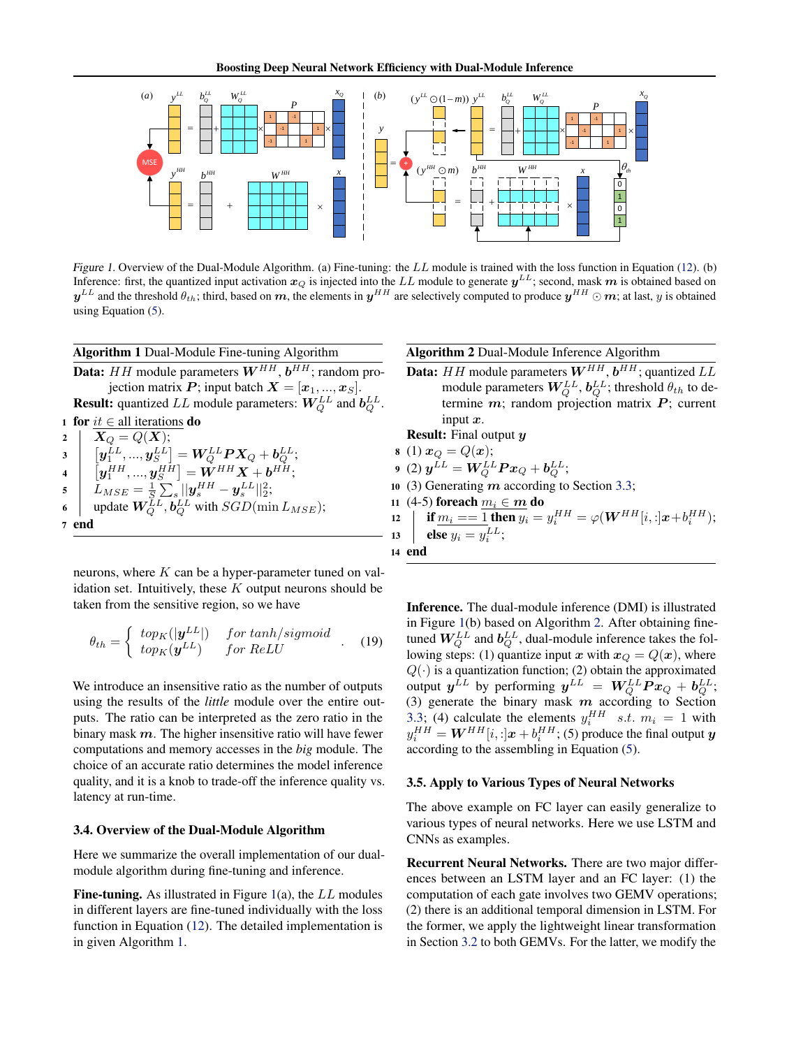*Figure 1.* Overview of the Dual-Module Algorithm. (a) Fine-tuning: the $LL$ module is trained with the loss function in Equation (12). (b) Inference: first, the quantized input activation $\boldsymbol{x}_Q$ is injected into the $LL$ module to generate $\boldsymbol{y}^{LL}$; second, mask $\boldsymbol{m}$ is obtained based on $\boldsymbol{y}^{LL}$ and the threshold $\theta_{th}$; third, based on $\boldsymbol{m}$, the elements in $\boldsymbol{y}^{HH}$ are selectively computed to produce $\boldsymbol{y}^{HH} \odot \boldsymbol{m}$; at last, $y$ is obtained using Equation (5).

**Algorithm 1** Dual-Module Fine-tuning Algorithm

**Data:** $HH$ module parameters $\boldsymbol{W}^{HH}$, $\boldsymbol{b}^{HH}$; random projection matrix $\boldsymbol{P}$; input batch $\boldsymbol{X} = [\boldsymbol{x}_1, ..., \boldsymbol{x}_S]$.
**Result:** quantized $LL$ module parameters: $\boldsymbol{W}_Q^{LL}$ and $\boldsymbol{b}_Q^{LL}$.

```
1  for it ∈ all iterations do
2      X_Q = Q(X);
3      [y_1^LL, ..., y_S^LL] = W_Q^LL P X_Q + b_Q^LL;
4      [y_1^HH, ..., y_S^HH] = W^HH X + b^HH;
5      L_MSE = (1/S) Σ_s ||y_s^HH − y_s^LL||_2^2;
6      update W_Q^LL, b_Q^LL with SGD(min L_MSE);
7  end
```

neurons, where $K$ can be a hyper-parameter tuned on validation set. Intuitively, these $K$ output neurons should be taken from the sensitive region, so we have

$$\theta_{th} = \begin{cases} top_K(|\boldsymbol{y}^{LL}|) & for\ tanh/sigmoid \\ top_K(\boldsymbol{y}^{LL}) & for\ ReLU \end{cases} . \quad (19)$$

We introduce an insensitive ratio as the number of outputs using the results of the *little* module over the entire outputs. The ratio can be interpreted as the zero ratio in the binary mask $\boldsymbol{m}$. The higher insensitive ratio will have fewer computations and memory accesses in the *big* module. The choice of an accurate ratio determines the model inference quality, and it is a knob to trade-off the inference quality vs. latency at run-time.

### 3.4. Overview of the Dual-Module Algorithm

Here we summarize the overall implementation of our dual-module algorithm during fine-tuning and inference.

**Fine-tuning.** As illustrated in Figure 1(a), the $LL$ modules in different layers are fine-tuned individually with the loss function in Equation (12). The detailed implementation is in given Algorithm 1.

**Algorithm 2** Dual-Module Inference Algorithm

**Data:** $HH$ module parameters $\boldsymbol{W}^{HH}$, $\boldsymbol{b}^{HH}$; quantized $LL$ module parameters $\boldsymbol{W}_Q^{LL}$, $\boldsymbol{b}_Q^{LL}$; threshold $\theta_{th}$ to determine $\boldsymbol{m}$; random projection matrix $\boldsymbol{P}$; current input $\boldsymbol{x}$.
**Result:** Final output $\boldsymbol{y}$

```
8   (1) x_Q = Q(x);
9   (2) y^LL = W_Q^LL P x_Q + b_Q^LL;
10  (3) Generating m according to Section 3.3;
11  (4-5) foreach m_i ∈ m do
12      if m_i == 1 then y_i = y_i^HH = φ(W^HH[i,:]x + b_i^HH);
13      else y_i = y_i^LL;
14  end
```

**Inference.** The dual-module inference (DMI) is illustrated in Figure 1(b) based on Algorithm 2. After obtaining fine-tuned $\boldsymbol{W}_Q^{LL}$ and $\boldsymbol{b}_Q^{LL}$, dual-module inference takes the following steps: (1) quantize input $\boldsymbol{x}$ with $\boldsymbol{x}_Q = Q(\boldsymbol{x})$, where $Q(\cdot)$ is a quantization function; (2) obtain the approximated output $\boldsymbol{y}^{LL}$ by performing $\boldsymbol{y}^{LL} = \boldsymbol{W}_Q^{LL}\boldsymbol{P}\boldsymbol{x}_Q + \boldsymbol{b}_Q^{LL}$; (3) generate the binary mask $\boldsymbol{m}$ according to Section 3.3; (4) calculate the elements $y_i^{HH}$ $s.t.$ $m_i = 1$ with $y_i^{HH} = \boldsymbol{W}^{HH}[i,:]\boldsymbol{x} + b_i^{HH}$; (5) produce the final output $\boldsymbol{y}$ according to the assembling in Equation (5).

### 3.5. Apply to Various Types of Neural Networks

The above example on FC layer can easily generalize to various types of neural networks. Here we use LSTM and CNNs as examples.

**Recurrent Neural Networks.** There are two major differences between an LSTM layer and an FC layer: (1) the computation of each gate involves two GEMV operations; (2) there is an additional temporal dimension in LSTM. For the former, we apply the lightweight linear transformation in Section 3.2 to both GEMVs. For the latter, we modify the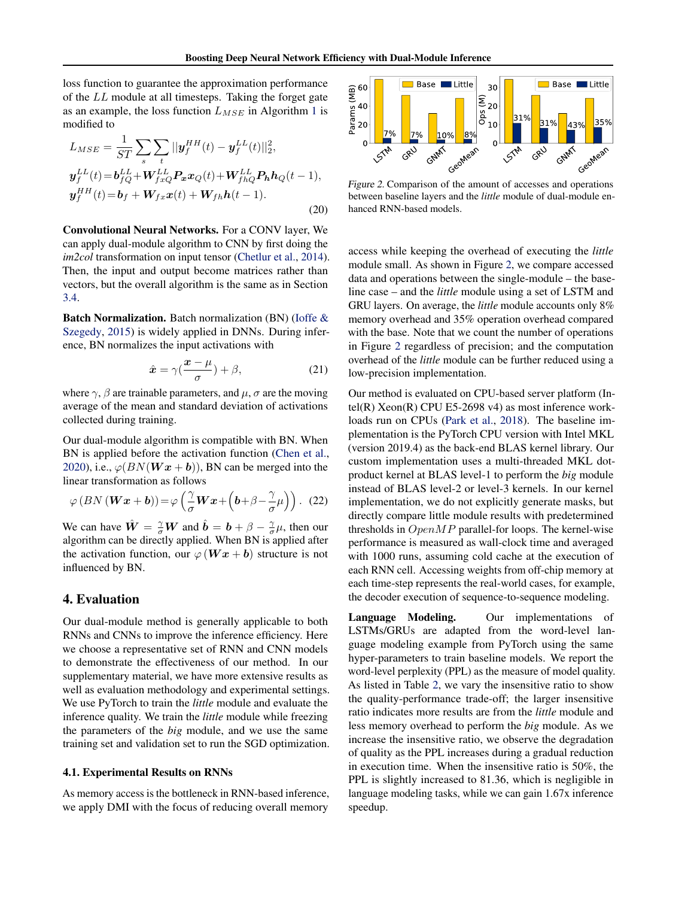loss function to guarantee the approximation performance of the $LL$ module at all timesteps. Taking the forget gate as an example, the loss function $L_{MSE}$ in Algorithm 1 is modified to

$$
\begin{aligned}
L_{MSE} &= \frac{1}{ST}\sum_{s}\sum_{t}||\boldsymbol{y}_f^{HH}(t) - \boldsymbol{y}_f^{LL}(t)||_2^2, \\
\boldsymbol{y}_f^{LL}(t) &= \boldsymbol{b}_{fQ}^{LL} + \boldsymbol{W}_{fxQ}^{LL}\boldsymbol{P_x}\boldsymbol{x}_Q(t) + \boldsymbol{W}_{fhQ}^{LL}\boldsymbol{P_h}\boldsymbol{h}_Q(t-1), \\
\boldsymbol{y}_f^{HH}(t) &= \boldsymbol{b}_f + \boldsymbol{W}_{fx}\boldsymbol{x}(t) + \boldsymbol{W}_{fh}\boldsymbol{h}(t-1).
\end{aligned} \tag{20}
$$

**Convolutional Neural Networks.** For a CONV layer, We can apply dual-module algorithm to CNN by first doing the *im2col* transformation on input tensor (Chetlur et al., 2014). Then, the input and output become matrices rather than vectors, but the overall algorithm is the same as in Section 3.4.

**Batch Normalization.** Batch normalization (BN) (Ioffe & Szegedy, 2015) is widely applied in DNNs. During inference, BN normalizes the input activations with

$$
\hat{\boldsymbol{x}} = \gamma(\frac{\boldsymbol{x} - \mu}{\sigma}) + \beta, \tag{21}
$$

where $\gamma$, $\beta$ are trainable parameters, and $\mu$, $\sigma$ are the moving average of the mean and standard deviation of activations collected during training.

Our dual-module algorithm is compatible with BN. When BN is applied before the activation function (Chen et al., 2020), i.e., $\varphi(BN(\boldsymbol{W}\boldsymbol{x} + \boldsymbol{b}))$, BN can be merged into the linear transformation as follows

$$
\varphi\left(BN\left(\boldsymbol{W}\boldsymbol{x} + \boldsymbol{b}\right)\right) = \varphi\left(\frac{\gamma}{\sigma}\boldsymbol{W}\boldsymbol{x} + \left(\boldsymbol{b} + \beta - \frac{\gamma}{\sigma}\mu\right)\right). \tag{22}
$$

We can have $\hat{\boldsymbol{W}} = \frac{\gamma}{\sigma}\boldsymbol{W}$ and $\hat{\boldsymbol{b}} = \boldsymbol{b} + \beta - \frac{\gamma}{\sigma}\mu$, then our algorithm can be directly applied. When BN is applied after the activation function, our $\varphi\left(\boldsymbol{W}\boldsymbol{x} + \boldsymbol{b}\right)$ structure is not influenced by BN.

## 4. Evaluation

Our dual-module method is generally applicable to both RNNs and CNNs to improve the inference efficiency. Here we choose a representative set of RNN and CNN models to demonstrate the effectiveness of our method. In our supplementary material, we have more extensive results as well as evaluation methodology and experimental settings. We use PyTorch to train the *little* module and evaluate the inference quality. We train the *little* module while freezing the parameters of the *big* module, and we use the same training set and validation set to run the SGD optimization.

### 4.1. Experimental Results on RNNs

As memory access is the bottleneck in RNN-based inference, we apply DMI with the focus of reducing overall memory access while keeping the overhead of executing the *little* module small. As shown in Figure 2, we compare accessed data and operations between the single-module – the baseline case – and the *little* module using a set of LSTM and GRU layers. On average, the *little* module accounts only 8% memory overhead and 35% operation overhead compared with the base. Note that we count the number of operations in Figure 2 regardless of precision; and the computation overhead of the *little* module can be further reduced using a low-precision implementation.

*Figure 2.* Comparison of the amount of accesses and operations between baseline layers and the *little* module of dual-module enhanced RNN-based models.

Our method is evaluated on CPU-based server platform (Intel(R) Xeon(R) CPU E5-2698 v4) as most inference workloads run on CPUs (Park et al., 2018). The baseline implementation is the PyTorch CPU version with Intel MKL (version 2019.4) as the back-end BLAS kernel library. Our custom implementation uses a multi-threaded MKL dot-product kernel at BLAS level-1 to perform the *big* module instead of BLAS level-2 or level-3 kernels. In our kernel implementation, we do not explicitly generate masks, but directly compare little module results with predetermined thresholds in $OpenMP$ parallel-for loops. The kernel-wise performance is measured as wall-clock time and averaged with 1000 runs, assuming cold cache at the execution of each RNN cell. Accessing weights from off-chip memory at each time-step represents the real-world cases, for example, the decoder execution of sequence-to-sequence modeling.

**Language Modeling.** Our implementations of LSTMs/GRUs are adapted from the word-level language modeling example from PyTorch using the same hyper-parameters to train baseline models. We report the word-level perplexity (PPL) as the measure of model quality. As listed in Table 2, we vary the insensitive ratio to show the quality-performance trade-off; the larger insensitive ratio indicates more results are from the *little* module and less memory overhead to perform the *big* module. As we increase the insensitive ratio, we observe the degradation of quality as the PPL increases during a gradual reduction in execution time. When the insensitive ratio is 50%, the PPL is slightly increased to 81.36, which is negligible in language modeling tasks, while we can gain 1.67x inference speedup.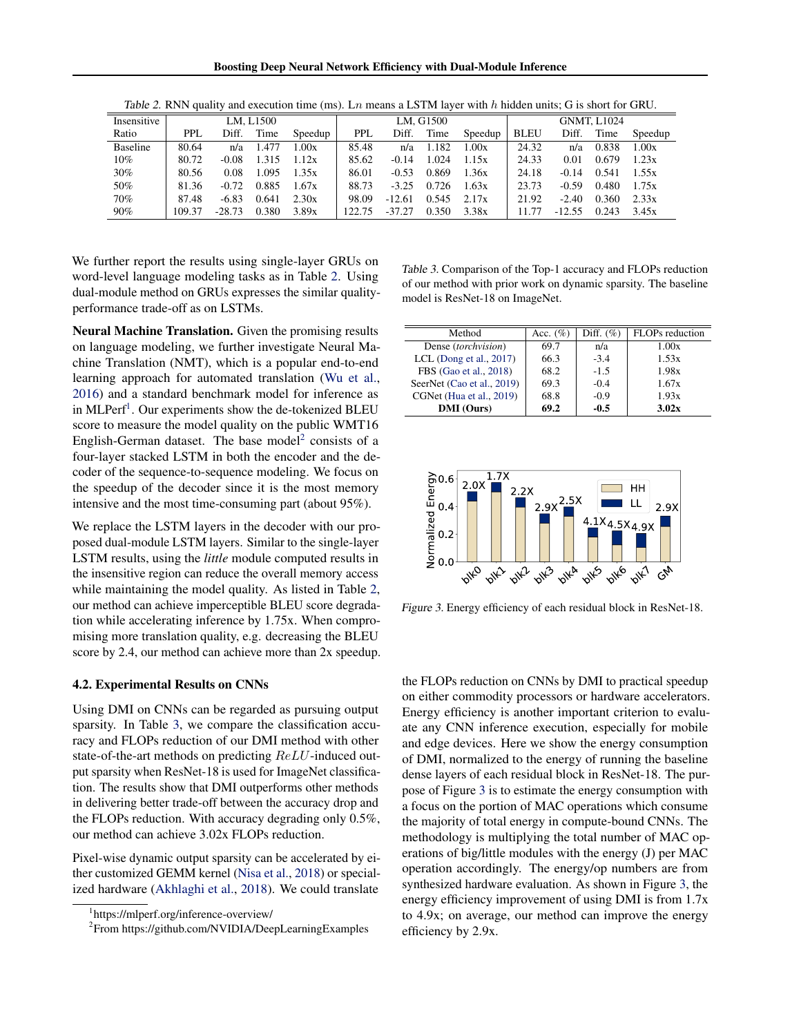Table 2. RNN quality and execution time (ms). L$n$ means a LSTM layer with $h$ hidden units; G is short for GRU.

| Insensitive | LM, L1500 | | | | LM, G1500 | | | | GNMT, L1024 | | | |
|---|---|---|---|---|---|---|---|---|---|---|---|---|
| Ratio | PPL | Diff. | Time | Speedup | PPL | Diff. | Time | Speedup | BLEU | Diff. | Time | Speedup |
| Baseline | 80.64 | n/a | 1.477 | 1.00x | 85.48 | n/a | 1.182 | 1.00x | 24.32 | n/a | 0.838 | 1.00x |
| 10% | 80.72 | -0.08 | 1.315 | 1.12x | 85.62 | -0.14 | 1.024 | 1.15x | 24.33 | 0.01 | 0.679 | 1.23x |
| 30% | 80.56 | 0.08 | 1.095 | 1.35x | 86.01 | -0.53 | 0.869 | 1.36x | 24.18 | -0.14 | 0.541 | 1.55x |
| 50% | 81.36 | -0.72 | 0.885 | 1.67x | 88.73 | -3.25 | 0.726 | 1.63x | 23.73 | -0.59 | 0.480 | 1.75x |
| 70% | 87.48 | -6.83 | 0.641 | 2.30x | 98.09 | -12.61 | 0.545 | 2.17x | 21.92 | -2.40 | 0.360 | 2.33x |
| 90% | 109.37 | -28.73 | 0.380 | 3.89x | 122.75 | -37.27 | 0.350 | 3.38x | 11.77 | -12.55 | 0.243 | 3.45x |

We further report the results using single-layer GRUs on word-level language modeling tasks as in Table 2. Using dual-module method on GRUs expresses the similar quality-performance trade-off as on LSTMs.

**Neural Machine Translation.** Given the promising results on language modeling, we further investigate Neural Machine Translation (NMT), which is a popular end-to-end learning approach for automated translation (Wu et al., 2016) and a standard benchmark model for inference as in MLPerf[1]. Our experiments show the de-tokenized BLEU score to measure the model quality on the public WMT16 English-German dataset. The base model[2] consists of a four-layer stacked LSTM in both the encoder and the decoder of the sequence-to-sequence modeling. We focus on the speedup of the decoder since it is the most memory intensive and the most time-consuming part (about 95%).

We replace the LSTM layers in the decoder with our proposed dual-module LSTM layers. Similar to the single-layer LSTM results, using the *little* module computed results in the insensitive region can reduce the overall memory access while maintaining the model quality. As listed in Table 2, our method can achieve imperceptible BLEU score degradation while accelerating inference by 1.75x. When compromising more translation quality, e.g. decreasing the BLEU score by 2.4, our method can achieve more than 2x speedup.

### 4.2. Experimental Results on CNNs

Using DMI on CNNs can be regarded as pursuing output sparsity. In Table 3, we compare the classification accuracy and FLOPs reduction of our DMI method with other state-of-the-art methods on predicting $ReLU$-induced output sparsity when ResNet-18 is used for ImageNet classification. The results show that DMI outperforms other methods in delivering better trade-off between the accuracy drop and the FLOPs reduction. With accuracy degrading only 0.5%, our method can achieve 3.02x FLOPs reduction.

Pixel-wise dynamic output sparsity can be accelerated by either customized GEMM kernel (Nisa et al., 2018) or specialized hardware (Akhlaghi et al., 2018). We could translate the FLOPs reduction on CNNs by DMI to practical speedup on either commodity processors or hardware accelerators. Energy efficiency is another important criterion to evaluate any CNN inference execution, especially for mobile and edge devices. Here we show the energy consumption of DMI, normalized to the energy of running the baseline dense layers of each residual block in ResNet-18. The purpose of Figure 3 is to estimate the energy consumption with a focus on the portion of MAC operations which consume the majority of total energy in compute-bound CNNs. The methodology is multiplying the total number of MAC operations of big/little modules with the energy (J) per MAC operation accordingly. The energy/op numbers are from synthesized hardware evaluation. As shown in Figure 3, the energy efficiency improvement of using DMI is from 1.7x to 4.9x; on average, our method can improve the energy efficiency by 2.9x.

Table 3. Comparison of the Top-1 accuracy and FLOPs reduction of our method with prior work on dynamic sparsity. The baseline model is ResNet-18 on ImageNet.

| Method | Acc. (%) | Diff. (%) | FLOPs reduction |
|---|---|---|---|
| Dense (*torchvision*) | 69.7 | n/a | 1.00x |
| LCL (Dong et al., 2017) | 66.3 | -3.4 | 1.53x |
| FBS (Gao et al., 2018) | 68.2 | -1.5 | 1.98x |
| SeerNet (Cao et al., 2019) | 69.3 | -0.4 | 1.67x |
| CGNet (Hua et al., 2019) | 68.8 | -0.9 | 1.93x |
| **DMI (Ours)** | **69.2** | **-0.5** | **3.02x** |

Figure 3. Energy efficiency of each residual block in ResNet-18.

[1] https://mlperf.org/inference-overview/

[2] From https://github.com/NVIDIA/DeepLearningExamples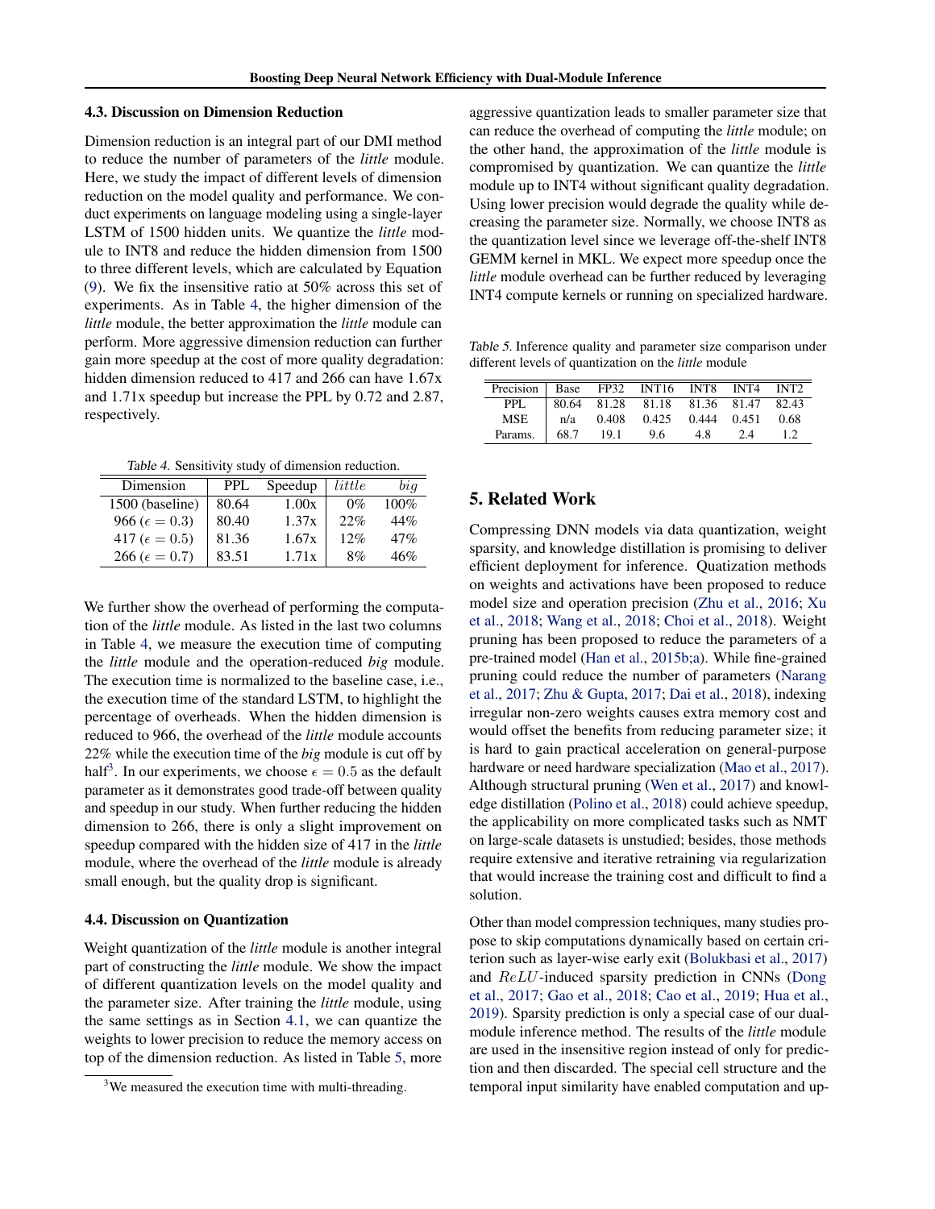### 4.3. Discussion on Dimension Reduction

Dimension reduction is an integral part of our DMI method to reduce the number of parameters of the *little* module. Here, we study the impact of different levels of dimension reduction on the model quality and performance. We conduct experiments on language modeling using a single-layer LSTM of 1500 hidden units. We quantize the *little* module to INT8 and reduce the hidden dimension from 1500 to three different levels, which are calculated by Equation (9). We fix the insensitive ratio at 50% across this set of experiments. As in Table 4, the higher dimension of the *little* module, the better approximation the *little* module can perform. More aggressive dimension reduction can further gain more speedup at the cost of more quality degradation: hidden dimension reduced to 417 and 266 can have 1.67x and 1.71x speedup but increase the PPL by 0.72 and 2.87, respectively.

Table 4. Sensitivity study of dimension reduction.

| Dimension | PPL | Speedup | $little$ | $big$ |
|---|---|---|---|---|
| 1500 (baseline) | 80.64 | 1.00x | 0% | 100% |
| 966 ($\epsilon = 0.3$) | 80.40 | 1.37x | 22% | 44% |
| 417 ($\epsilon = 0.5$) | 81.36 | 1.67x | 12% | 47% |
| 266 ($\epsilon = 0.7$) | 83.51 | 1.71x | 8% | 46% |

We further show the overhead of performing the computation of the *little* module. As listed in the last two columns in Table 4, we measure the execution time of computing the *little* module and the operation-reduced *big* module. The execution time is normalized to the baseline case, i.e., the execution time of the standard LSTM, to highlight the percentage of overheads. When the hidden dimension is reduced to 966, the overhead of the *little* module accounts 22% while the execution time of the *big* module is cut off by half[3]. In our experiments, we choose $\epsilon = 0.5$ as the default parameter as it demonstrates good trade-off between quality and speedup in our study. When further reducing the hidden dimension to 266, there is only a slight improvement on speedup compared with the hidden size of 417 in the *little* module, where the overhead of the *little* module is already small enough, but the quality drop is significant.

### 4.4. Discussion on Quantization

Weight quantization of the *little* module is another integral part of constructing the *little* module. We show the impact of different quantization levels on the model quality and the parameter size. After training the *little* module, using the same settings as in Section 4.1, we can quantize the weights to lower precision to reduce the memory access on top of the dimension reduction. As listed in Table 5, more aggressive quantization leads to smaller parameter size that can reduce the overhead of computing the *little* module; on the other hand, the approximation of the *little* module is compromised by quantization. We can quantize the *little* module up to INT4 without significant quality degradation. Using lower precision would degrade the quality while decreasing the parameter size. Normally, we choose INT8 as the quantization level since we leverage off-the-shelf INT8 GEMM kernel in MKL. We expect more speedup once the *little* module overhead can be further reduced by leveraging INT4 compute kernels or running on specialized hardware.

[3]We measured the execution time with multi-threading.

Table 5. Inference quality and parameter size comparison under different levels of quantization on the *little* module

| Precision | Base | FP32 | INT16 | INT8 | INT4 | INT2 |
|---|---|---|---|---|---|---|
| PPL | 80.64 | 81.28 | 81.18 | 81.36 | 81.47 | 82.43 |
| MSE | n/a | 0.408 | 0.425 | 0.444 | 0.451 | 0.68 |
| Params. | 68.7 | 19.1 | 9.6 | 4.8 | 2.4 | 1.2 |

## 5. Related Work

Compressing DNN models via data quantization, weight sparsity, and knowledge distillation is promising to deliver efficient deployment for inference. Quatization methods on weights and activations have been proposed to reduce model size and operation precision (Zhu et al., 2016; Xu et al., 2018; Wang et al., 2018; Choi et al., 2018). Weight pruning has been proposed to reduce the parameters of a pre-trained model (Han et al., 2015b;a). While fine-grained pruning could reduce the number of parameters (Narang et al., 2017; Zhu & Gupta, 2017; Dai et al., 2018), indexing irregular non-zero weights causes extra memory cost and would offset the benefits from reducing parameter size; it is hard to gain practical acceleration on general-purpose hardware or need hardware specialization (Mao et al., 2017). Although structural pruning (Wen et al., 2017) and knowledge distillation (Polino et al., 2018) could achieve speedup, the applicability on more complicated tasks such as NMT on large-scale datasets is unstudied; besides, those methods require extensive and iterative retraining via regularization that would increase the training cost and difficult to find a solution.

Other than model compression techniques, many studies propose to skip computations dynamically based on certain criterion such as layer-wise early exit (Bolukbasi et al., 2017) and $ReLU$-induced sparsity prediction in CNNs (Dong et al., 2017; Gao et al., 2018; Cao et al., 2019; Hua et al., 2019). Sparsity prediction is only a special case of our dual-module inference method. The results of the *little* module are used in the insensitive region instead of only for prediction and then discarded. The special cell structure and the temporal input similarity have enabled computation and up-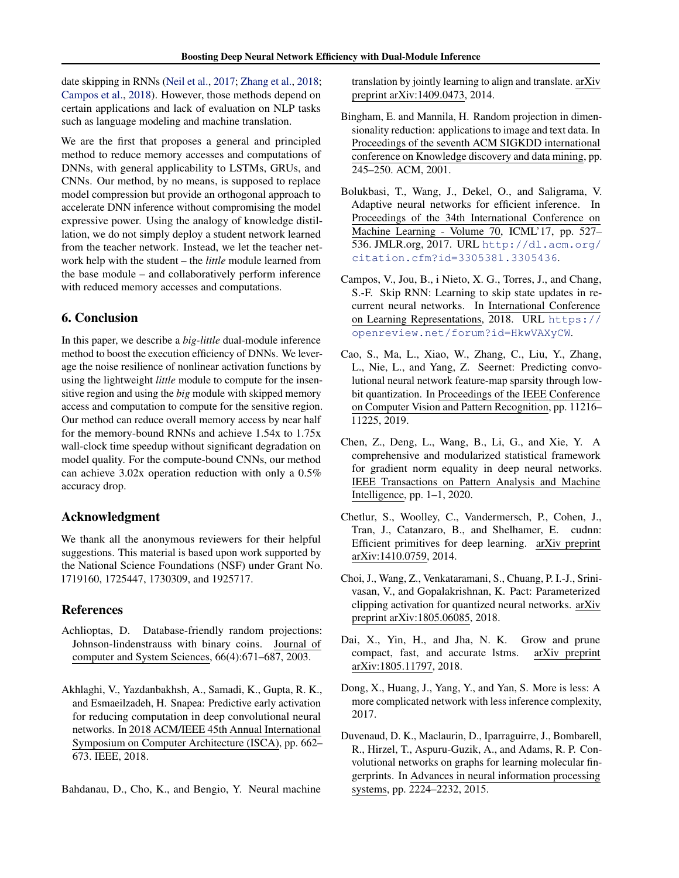date skipping in RNNs (Neil et al., 2017; Zhang et al., 2018; Campos et al., 2018). However, those methods depend on certain applications and lack of evaluation on NLP tasks such as language modeling and machine translation.

We are the first that proposes a general and principled method to reduce memory accesses and computations of DNNs, with general applicability to LSTMs, GRUs, and CNNs. Our method, by no means, is supposed to replace model compression but provide an orthogonal approach to accelerate DNN inference without compromising the model expressive power. Using the analogy of knowledge distillation, we do not simply deploy a student network learned from the teacher network. Instead, we let the teacher network help with the student – the *little* module learned from the base module – and collaboratively perform inference with reduced memory accesses and computations.

## 6. Conclusion

In this paper, we describe a *big-little* dual-module inference method to boost the execution efficiency of DNNs. We leverage the noise resilience of nonlinear activation functions by using the lightweight *little* module to compute for the insensitive region and using the *big* module with skipped memory access and computation to compute for the sensitive region. Our method can reduce overall memory access by near half for the memory-bound RNNs and achieve 1.54x to 1.75x wall-clock time speedup without significant degradation on model quality. For the compute-bound CNNs, our method can achieve 3.02x operation reduction with only a 0.5% accuracy drop.

## Acknowledgment

We thank all the anonymous reviewers for their helpful suggestions. This material is based upon work supported by the National Science Foundations (NSF) under Grant No. 1719160, 1725447, 1730309, and 1925717.

## References

Achlioptas, D. Database-friendly random projections: Johnson-lindenstrauss with binary coins. Journal of computer and System Sciences, 66(4):671–687, 2003.

Akhlaghi, V., Yazdanbakhsh, A., Samadi, K., Gupta, R. K., and Esmaeilzadeh, H. Snapea: Predictive early activation for reducing computation in deep convolutional neural networks. In 2018 ACM/IEEE 45th Annual International Symposium on Computer Architecture (ISCA), pp. 662–673. IEEE, 2018.

Bahdanau, D., Cho, K., and Bengio, Y. Neural machine translation by jointly learning to align and translate. arXiv preprint arXiv:1409.0473, 2014.

Bingham, E. and Mannila, H. Random projection in dimensionality reduction: applications to image and text data. In Proceedings of the seventh ACM SIGKDD international conference on Knowledge discovery and data mining, pp. 245–250. ACM, 2001.

Bolukbasi, T., Wang, J., Dekel, O., and Saligrama, V. Adaptive neural networks for efficient inference. In Proceedings of the 34th International Conference on Machine Learning - Volume 70, ICML'17, pp. 527–536. JMLR.org, 2017. URL http://dl.acm.org/citation.cfm?id=3305381.3305436.

Campos, V., Jou, B., i Nieto, X. G., Torres, J., and Chang, S.-F. Skip RNN: Learning to skip state updates in recurrent neural networks. In International Conference on Learning Representations, 2018. URL https://openreview.net/forum?id=HkwVAXyCW.

Cao, S., Ma, L., Xiao, W., Zhang, C., Liu, Y., Zhang, L., Nie, L., and Yang, Z. Seernet: Predicting convolutional neural network feature-map sparsity through low-bit quantization. In Proceedings of the IEEE Conference on Computer Vision and Pattern Recognition, pp. 11216–11225, 2019.

Chen, Z., Deng, L., Wang, B., Li, G., and Xie, Y. A comprehensive and modularized statistical framework for gradient norm equality in deep neural networks. IEEE Transactions on Pattern Analysis and Machine Intelligence, pp. 1–1, 2020.

Chetlur, S., Woolley, C., Vandermersch, P., Cohen, J., Tran, J., Catanzaro, B., and Shelhamer, E. cudnn: Efficient primitives for deep learning. arXiv preprint arXiv:1410.0759, 2014.

Choi, J., Wang, Z., Venkataramani, S., Chuang, P. I.-J., Srinivasan, V., and Gopalakrishnan, K. Pact: Parameterized clipping activation for quantized neural networks. arXiv preprint arXiv:1805.06085, 2018.

Dai, X., Yin, H., and Jha, N. K. Grow and prune compact, fast, and accurate lstms. arXiv preprint arXiv:1805.11797, 2018.

Dong, X., Huang, J., Yang, Y., and Yan, S. More is less: A more complicated network with less inference complexity, 2017.

Duvenaud, D. K., Maclaurin, D., Iparraguirre, J., Bombarell, R., Hirzel, T., Aspuru-Guzik, A., and Adams, R. P. Convolutional networks on graphs for learning molecular fingerprints. In Advances in neural information processing systems, pp. 2224–2232, 2015.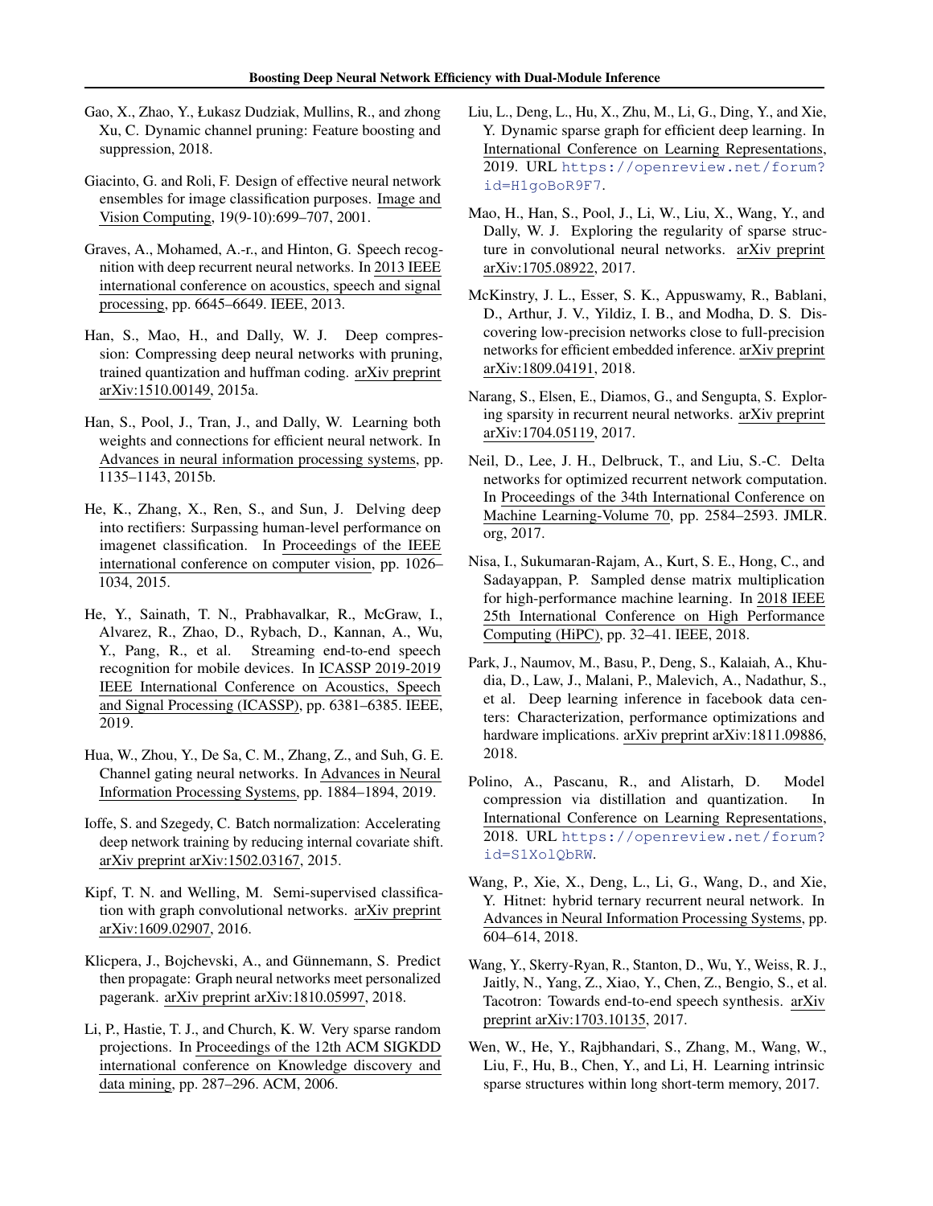Gao, X., Zhao, Y., Łukasz Dudziak, Mullins, R., and zhong Xu, C. Dynamic channel pruning: Feature boosting and suppression, 2018.

Giacinto, G. and Roli, F. Design of effective neural network ensembles for image classification purposes. Image and Vision Computing, 19(9-10):699–707, 2001.

Graves, A., Mohamed, A.-r., and Hinton, G. Speech recognition with deep recurrent neural networks. In 2013 IEEE international conference on acoustics, speech and signal processing, pp. 6645–6649. IEEE, 2013.

Han, S., Mao, H., and Dally, W. J. Deep compression: Compressing deep neural networks with pruning, trained quantization and huffman coding. arXiv preprint arXiv:1510.00149, 2015a.

Han, S., Pool, J., Tran, J., and Dally, W. Learning both weights and connections for efficient neural network. In Advances in neural information processing systems, pp. 1135–1143, 2015b.

He, K., Zhang, X., Ren, S., and Sun, J. Delving deep into rectifiers: Surpassing human-level performance on imagenet classification. In Proceedings of the IEEE international conference on computer vision, pp. 1026–1034, 2015.

He, Y., Sainath, T. N., Prabhavalkar, R., McGraw, I., Alvarez, R., Zhao, D., Rybach, D., Kannan, A., Wu, Y., Pang, R., et al. Streaming end-to-end speech recognition for mobile devices. In ICASSP 2019-2019 IEEE International Conference on Acoustics, Speech and Signal Processing (ICASSP), pp. 6381–6385. IEEE, 2019.

Hua, W., Zhou, Y., De Sa, C. M., Zhang, Z., and Suh, G. E. Channel gating neural networks. In Advances in Neural Information Processing Systems, pp. 1884–1894, 2019.

Ioffe, S. and Szegedy, C. Batch normalization: Accelerating deep network training by reducing internal covariate shift. arXiv preprint arXiv:1502.03167, 2015.

Kipf, T. N. and Welling, M. Semi-supervised classification with graph convolutional networks. arXiv preprint arXiv:1609.02907, 2016.

Klicpera, J., Bojchevski, A., and Günnemann, S. Predict then propagate: Graph neural networks meet personalized pagerank. arXiv preprint arXiv:1810.05997, 2018.

Li, P., Hastie, T. J., and Church, K. W. Very sparse random projections. In Proceedings of the 12th ACM SIGKDD international conference on Knowledge discovery and data mining, pp. 287–296. ACM, 2006.

Liu, L., Deng, L., Hu, X., Zhu, M., Li, G., Ding, Y., and Xie, Y. Dynamic sparse graph for efficient deep learning. In International Conference on Learning Representations, 2019. URL https://openreview.net/forum?id=H1goBoR9F7.

Mao, H., Han, S., Pool, J., Li, W., Liu, X., Wang, Y., and Dally, W. J. Exploring the regularity of sparse structure in convolutional neural networks. arXiv preprint arXiv:1705.08922, 2017.

McKinstry, J. L., Esser, S. K., Appuswamy, R., Bablani, D., Arthur, J. V., Yildiz, I. B., and Modha, D. S. Discovering low-precision networks close to full-precision networks for efficient embedded inference. arXiv preprint arXiv:1809.04191, 2018.

Narang, S., Elsen, E., Diamos, G., and Sengupta, S. Exploring sparsity in recurrent neural networks. arXiv preprint arXiv:1704.05119, 2017.

Neil, D., Lee, J. H., Delbruck, T., and Liu, S.-C. Delta networks for optimized recurrent network computation. In Proceedings of the 34th International Conference on Machine Learning-Volume 70, pp. 2584–2593. JMLR.org, 2017.

Nisa, I., Sukumaran-Rajam, A., Kurt, S. E., Hong, C., and Sadayappan, P. Sampled dense matrix multiplication for high-performance machine learning. In 2018 IEEE 25th International Conference on High Performance Computing (HiPC), pp. 32–41. IEEE, 2018.

Park, J., Naumov, M., Basu, P., Deng, S., Kalaiah, A., Khudia, D., Law, J., Malani, P., Malevich, A., Nadathur, S., et al. Deep learning inference in facebook data centers: Characterization, performance optimizations and hardware implications. arXiv preprint arXiv:1811.09886, 2018.

Polino, A., Pascanu, R., and Alistarh, D. Model compression via distillation and quantization. In International Conference on Learning Representations, 2018. URL https://openreview.net/forum?id=S1XolQbRW.

Wang, P., Xie, X., Deng, L., Li, G., Wang, D., and Xie, Y. Hitnet: hybrid ternary recurrent neural network. In Advances in Neural Information Processing Systems, pp. 604–614, 2018.

Wang, Y., Skerry-Ryan, R., Stanton, D., Wu, Y., Weiss, R. J., Jaitly, N., Yang, Z., Xiao, Y., Chen, Z., Bengio, S., et al. Tacotron: Towards end-to-end speech synthesis. arXiv preprint arXiv:1703.10135, 2017.

Wen, W., He, Y., Rajbhandari, S., Zhang, M., Wang, W., Liu, F., Hu, B., Chen, Y., and Li, H. Learning intrinsic sparse structures within long short-term memory, 2017.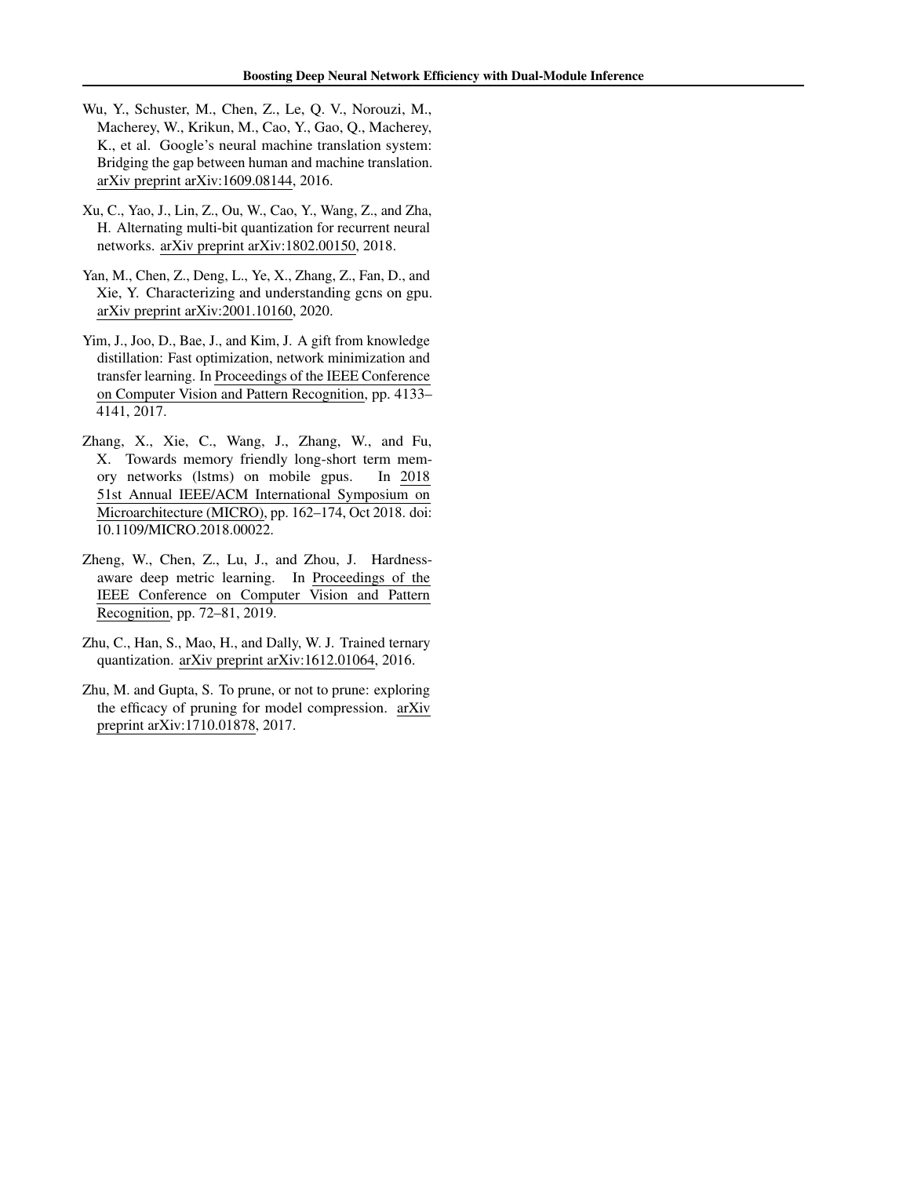Wu, Y., Schuster, M., Chen, Z., Le, Q. V., Norouzi, M., Macherey, W., Krikun, M., Cao, Y., Gao, Q., Macherey, K., et al. Google's neural machine translation system: Bridging the gap between human and machine translation. arXiv preprint arXiv:1609.08144, 2016.

Xu, C., Yao, J., Lin, Z., Ou, W., Cao, Y., Wang, Z., and Zha, H. Alternating multi-bit quantization for recurrent neural networks. arXiv preprint arXiv:1802.00150, 2018.

Yan, M., Chen, Z., Deng, L., Ye, X., Zhang, Z., Fan, D., and Xie, Y. Characterizing and understanding gcns on gpu. arXiv preprint arXiv:2001.10160, 2020.

Yim, J., Joo, D., Bae, J., and Kim, J. A gift from knowledge distillation: Fast optimization, network minimization and transfer learning. In Proceedings of the IEEE Conference on Computer Vision and Pattern Recognition, pp. 4133–4141, 2017.

Zhang, X., Xie, C., Wang, J., Zhang, W., and Fu, X. Towards memory friendly long-short term memory networks (lstms) on mobile gpus. In 2018 51st Annual IEEE/ACM International Symposium on Microarchitecture (MICRO), pp. 162–174, Oct 2018. doi: 10.1109/MICRO.2018.00022.

Zheng, W., Chen, Z., Lu, J., and Zhou, J. Hardness-aware deep metric learning. In Proceedings of the IEEE Conference on Computer Vision and Pattern Recognition, pp. 72–81, 2019.

Zhu, C., Han, S., Mao, H., and Dally, W. J. Trained ternary quantization. arXiv preprint arXiv:1612.01064, 2016.

Zhu, M. and Gupta, S. To prune, or not to prune: exploring the efficacy of pruning for model compression. arXiv preprint arXiv:1710.01878, 2017.